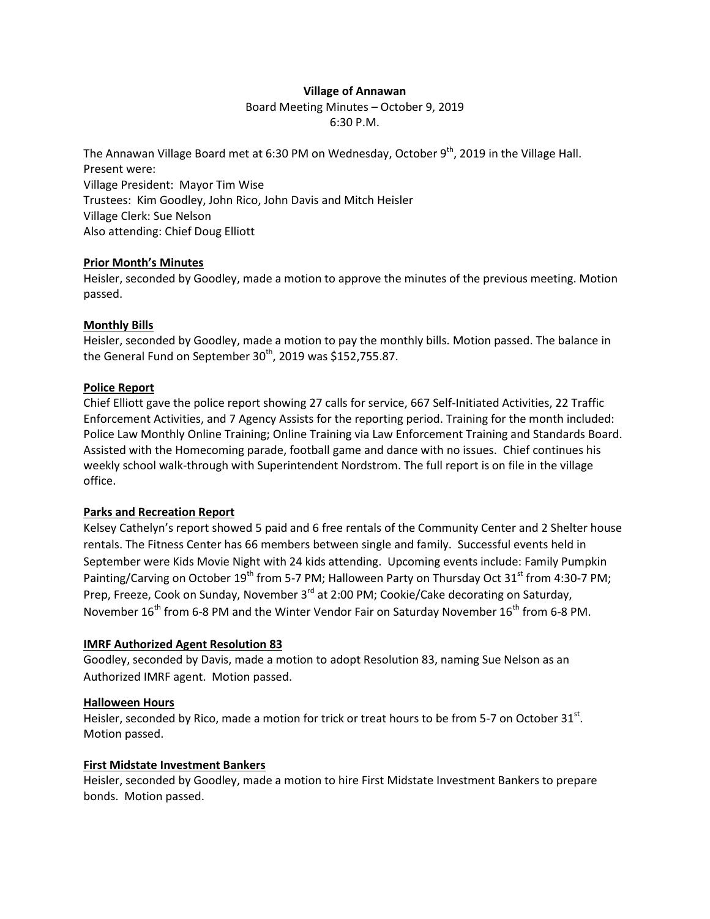**Village of Annawan**

Board Meeting Minutes – October 9, 2019

6:30 P.M.

The Annawan Village Board met at 6:30 PM on Wednesday, October 9th, 2019 in the Village Hall.
Present were:
Village President: Mayor Tim Wise
Trustees: Kim Goodley, John Rico, John Davis and Mitch Heisler
Village Clerk: Sue Nelson
Also attending: Chief Doug Elliott

**Prior Month's Minutes**

Heisler, seconded by Goodley, made a motion to approve the minutes of the previous meeting. Motion passed.

**Monthly Bills**

Heisler, seconded by Goodley, made a motion to pay the monthly bills. Motion passed. The balance in the General Fund on September 30th, 2019 was $152,755.87.

**Police Report**

Chief Elliott gave the police report showing 27 calls for service, 667 Self-Initiated Activities, 22 Traffic Enforcement Activities, and 7 Agency Assists for the reporting period. Training for the month included: Police Law Monthly Online Training; Online Training via Law Enforcement Training and Standards Board. Assisted with the Homecoming parade, football game and dance with no issues. Chief continues his weekly school walk-through with Superintendent Nordstrom. The full report is on file in the village office.

**Parks and Recreation Report**

Kelsey Cathelyn's report showed 5 paid and 6 free rentals of the Community Center and 2 Shelter house rentals. The Fitness Center has 66 members between single and family. Successful events held in September were Kids Movie Night with 24 kids attending. Upcoming events include: Family Pumpkin Painting/Carving on October 19th from 5-7 PM; Halloween Party on Thursday Oct 31st from 4:30-7 PM; Prep, Freeze, Cook on Sunday, November 3rd at 2:00 PM; Cookie/Cake decorating on Saturday, November 16th from 6-8 PM and the Winter Vendor Fair on Saturday November 16th from 6-8 PM.

**IMRF Authorized Agent Resolution 83**

Goodley, seconded by Davis, made a motion to adopt Resolution 83, naming Sue Nelson as an Authorized IMRF agent. Motion passed.

**Halloween Hours**

Heisler, seconded by Rico, made a motion for trick or treat hours to be from 5-7 on October 31st. Motion passed.

**First Midstate Investment Bankers**

Heisler, seconded by Goodley, made a motion to hire First Midstate Investment Bankers to prepare bonds. Motion passed.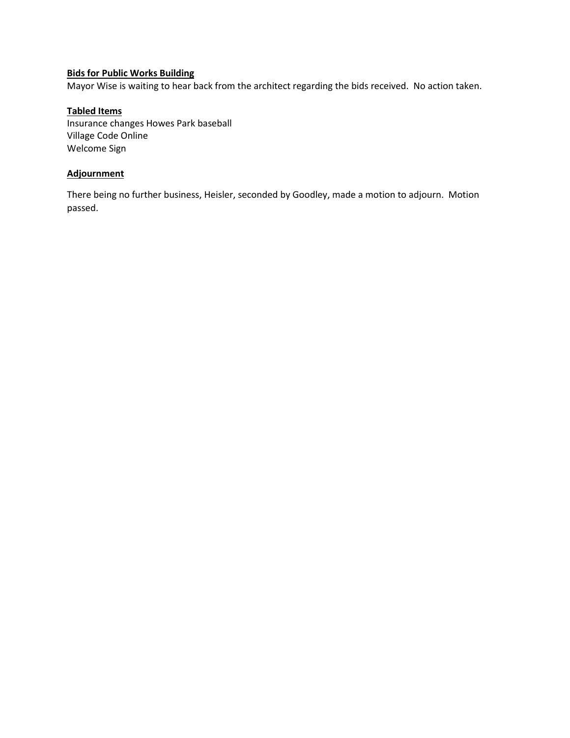**Bids for Public Works Building**

Mayor Wise is waiting to hear back from the architect regarding the bids received. No action taken.

**Tabled Items**

Insurance changes Howes Park baseball
Village Code Online
Welcome Sign

**Adjournment**

There being no further business, Heisler, seconded by Goodley, made a motion to adjourn. Motion passed.